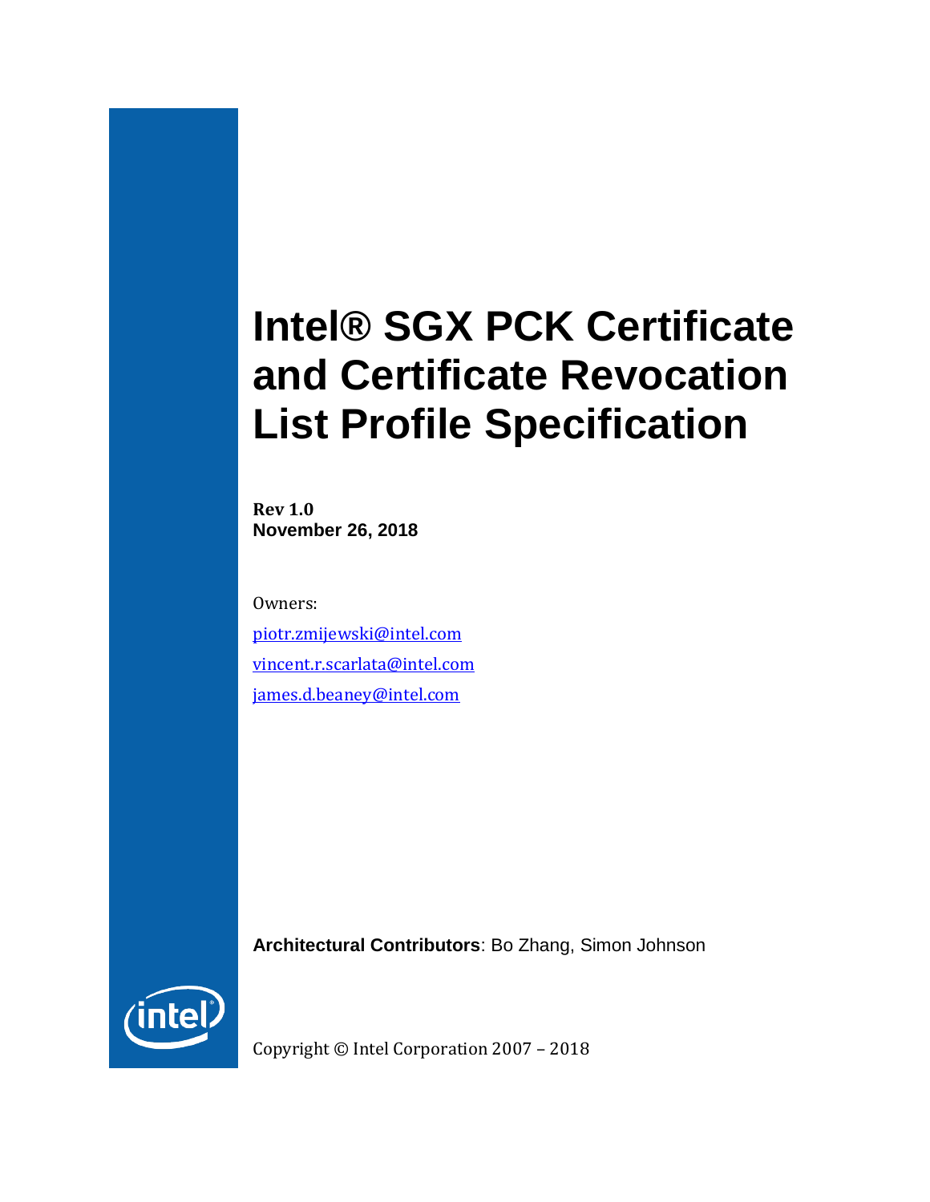# Intel® SGX PCK Certificate and Certificate Revocation List Profile Specification

**Rev 1.0**
**November 26, 2018**

Owners:

piotr.zmijewski@intel.com

vincent.r.scarlata@intel.com

james.d.beaney@intel.com

**Architectural Contributors**: Bo Zhang, Simon Johnson

Copyright © Intel Corporation 2007 – 2018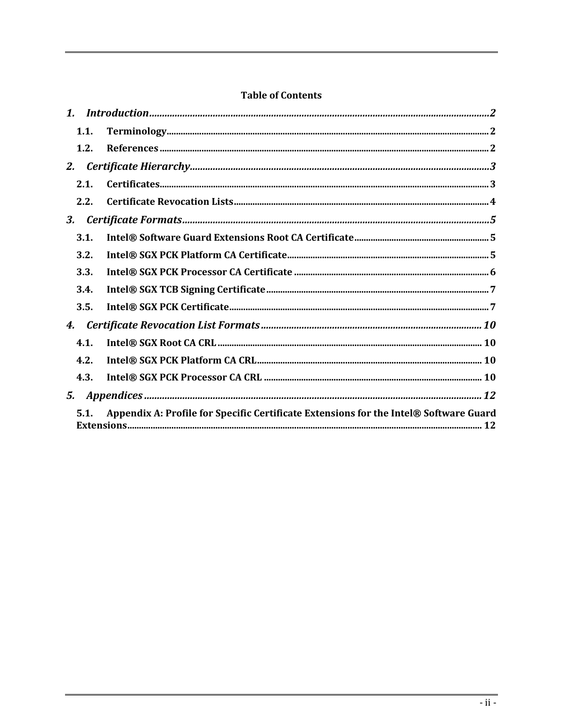**Table of Contents**

*1. Introduction* ..... *2*

- **1.1. Terminology** ..... 2
- **1.2. References** ..... 2

*2. Certificate Hierarchy* ..... *3*

- **2.1. Certificates** ..... 3
- **2.2. Certificate Revocation Lists** ..... 4

*3. Certificate Formats* ..... *5*

- **3.1. Intel® Software Guard Extensions Root CA Certificate** ..... 5
- **3.2. Intel® SGX PCK Platform CA Certificate** ..... 5
- **3.3. Intel® SGX PCK Processor CA Certificate** ..... 6
- **3.4. Intel® SGX TCB Signing Certificate** ..... 7
- **3.5. Intel® SGX PCK Certificate** ..... 7

*4. Certificate Revocation List Formats* ..... *10*

- **4.1. Intel® SGX Root CA CRL** ..... 10
- **4.2. Intel® SGX PCK Platform CA CRL** ..... 10
- **4.3. Intel® SGX PCK Processor CA CRL** ..... 10

*5. Appendices* ..... *12*

- **5.1. Appendix A: Profile for Specific Certificate Extensions for the Intel® Software Guard Extensions** ..... 12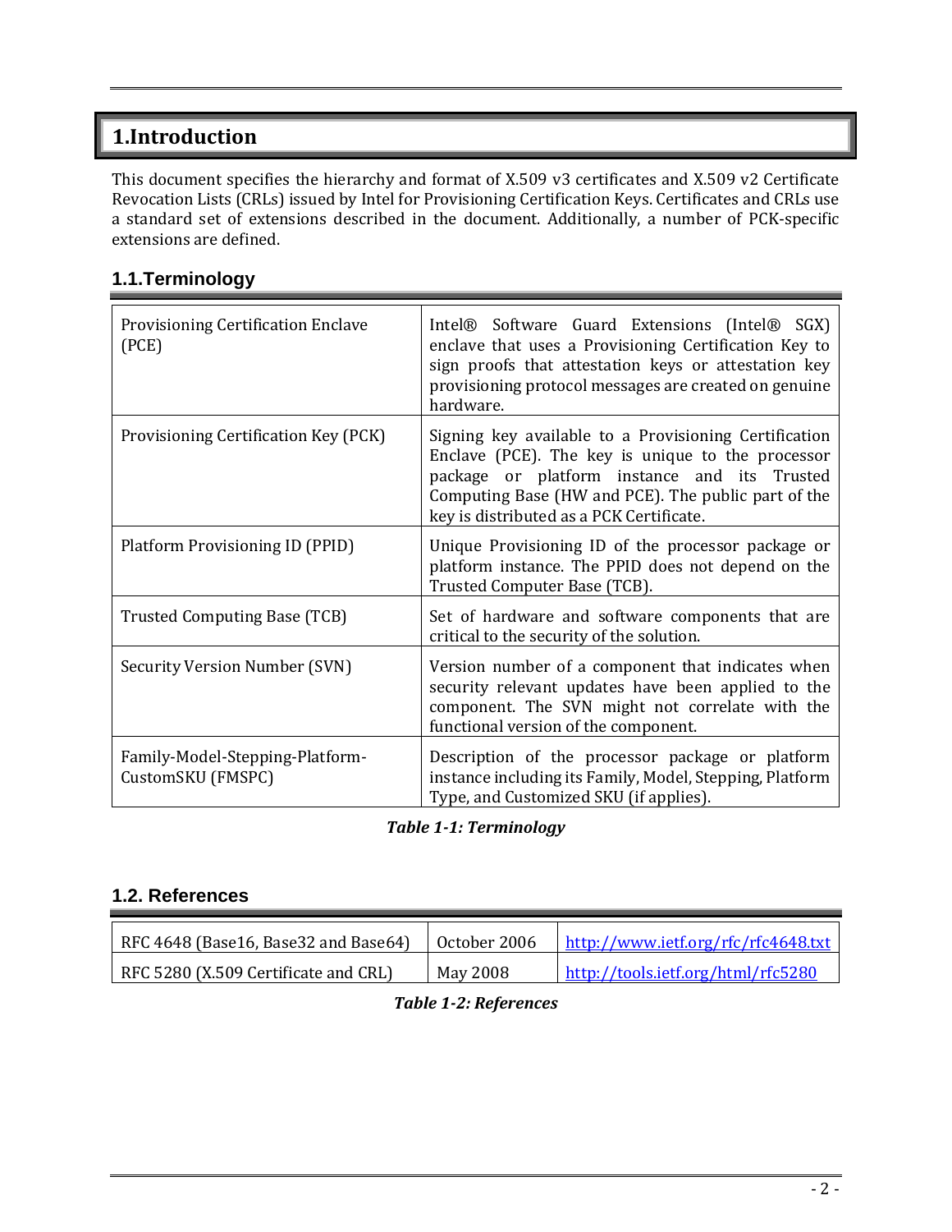# 1.Introduction

This document specifies the hierarchy and format of X.509 v3 certificates and X.509 v2 Certificate Revocation Lists (CRLs) issued by Intel for Provisioning Certification Keys. Certificates and CRLs use a standard set of extensions described in the document. Additionally, a number of PCK-specific extensions are defined.

## 1.1.Terminology

| Term | Description |
|---|---|
| Provisioning Certification Enclave (PCE) | Intel® Software Guard Extensions (Intel® SGX) enclave that uses a Provisioning Certification Key to sign proofs that attestation keys or attestation key provisioning protocol messages are created on genuine hardware. |
| Provisioning Certification Key (PCK) | Signing key available to a Provisioning Certification Enclave (PCE). The key is unique to the processor package or platform instance and its Trusted Computing Base (HW and PCE). The public part of the key is distributed as a PCK Certificate. |
| Platform Provisioning ID (PPID) | Unique Provisioning ID of the processor package or platform instance. The PPID does not depend on the Trusted Computer Base (TCB). |
| Trusted Computing Base (TCB) | Set of hardware and software components that are critical to the security of the solution. |
| Security Version Number (SVN) | Version number of a component that indicates when security relevant updates have been applied to the component. The SVN might not correlate with the functional version of the component. |
| Family-Model-Stepping-Platform-CustomSKU (FMSPC) | Description of the processor package or platform instance including its Family, Model, Stepping, Platform Type, and Customized SKU (if applies). |

***Table 1-1: Terminology***

## 1.2. References

| Reference | Date | Link |
|---|---|---|
| RFC 4648 (Base16, Base32 and Base64) | October 2006 | http://www.ietf.org/rfc/rfc4648.txt |
| RFC 5280 (X.509 Certificate and CRL) | May 2008 | http://tools.ietf.org/html/rfc5280 |

***Table 1-2: References***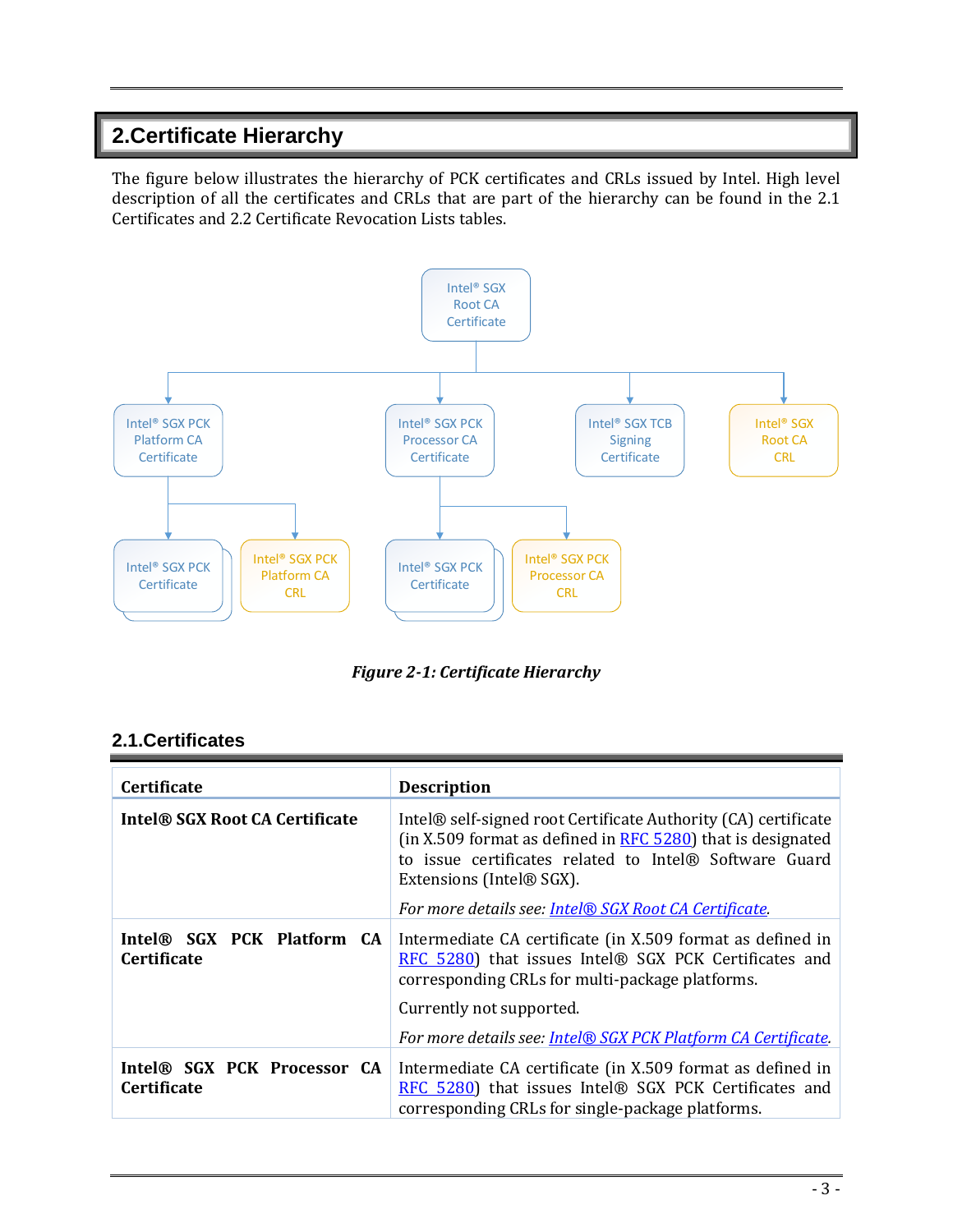# 2. Certificate Hierarchy

The figure below illustrates the hierarchy of PCK certificates and CRLs issued by Intel. High level description of all the certificates and CRLs that are part of the hierarchy can be found in the 2.1 Certificates and 2.2 Certificate Revocation Lists tables.

*Figure 2-1: Certificate Hierarchy*

## 2.1. Certificates

| Certificate | Description |
|---|---|
| **Intel® SGX Root CA Certificate** | Intel® self-signed root Certificate Authority (CA) certificate (in X.509 format as defined in RFC 5280) that is designated to issue certificates related to Intel® Software Guard Extensions (Intel® SGX).<br><br>*For more details see: Intel® SGX Root CA Certificate.* |
| **Intel® SGX PCK Platform CA Certificate** | Intermediate CA certificate (in X.509 format as defined in RFC 5280) that issues Intel® SGX PCK Certificates and corresponding CRLs for multi-package platforms.<br><br>Currently not supported.<br><br>*For more details see: Intel® SGX PCK Platform CA Certificate.* |
| **Intel® SGX PCK Processor CA Certificate** | Intermediate CA certificate (in X.509 format as defined in RFC 5280) that issues Intel® SGX PCK Certificates and corresponding CRLs for single-package platforms. |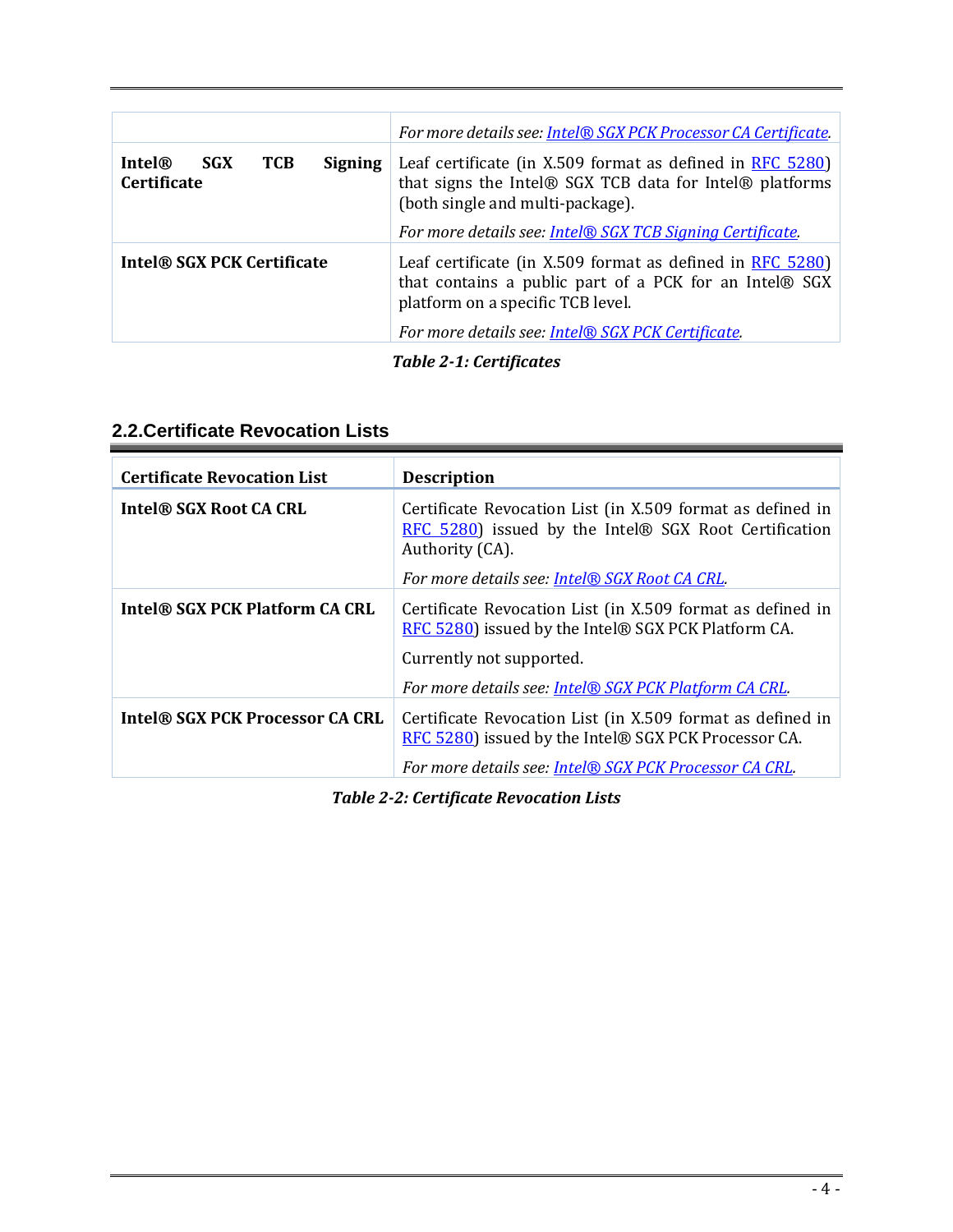| | |
|---|---|
| | *For more details see: Intel® SGX PCK Processor CA Certificate.* |
| **Intel® SGX TCB Signing Certificate** | Leaf certificate (in X.509 format as defined in RFC 5280) that signs the Intel® SGX TCB data for Intel® platforms (both single and multi-package).<br><br>*For more details see: Intel® SGX TCB Signing Certificate.* |
| **Intel® SGX PCK Certificate** | Leaf certificate (in X.509 format as defined in RFC 5280) that contains a public part of a PCK for an Intel® SGX platform on a specific TCB level.<br><br>*For more details see: Intel® SGX PCK Certificate.* |

***Table 2-1: Certificates***

## 2.2.Certificate Revocation Lists

| Certificate Revocation List | Description |
|---|---|
| **Intel® SGX Root CA CRL** | Certificate Revocation List (in X.509 format as defined in RFC 5280) issued by the Intel® SGX Root Certification Authority (CA).<br><br>*For more details see: Intel® SGX Root CA CRL.* |
| **Intel® SGX PCK Platform CA CRL** | Certificate Revocation List (in X.509 format as defined in RFC 5280) issued by the Intel® SGX PCK Platform CA.<br><br>Currently not supported.<br><br>*For more details see: Intel® SGX PCK Platform CA CRL.* |
| **Intel® SGX PCK Processor CA CRL** | Certificate Revocation List (in X.509 format as defined in RFC 5280) issued by the Intel® SGX PCK Processor CA.<br><br>*For more details see: Intel® SGX PCK Processor CA CRL.* |

***Table 2-2: Certificate Revocation Lists***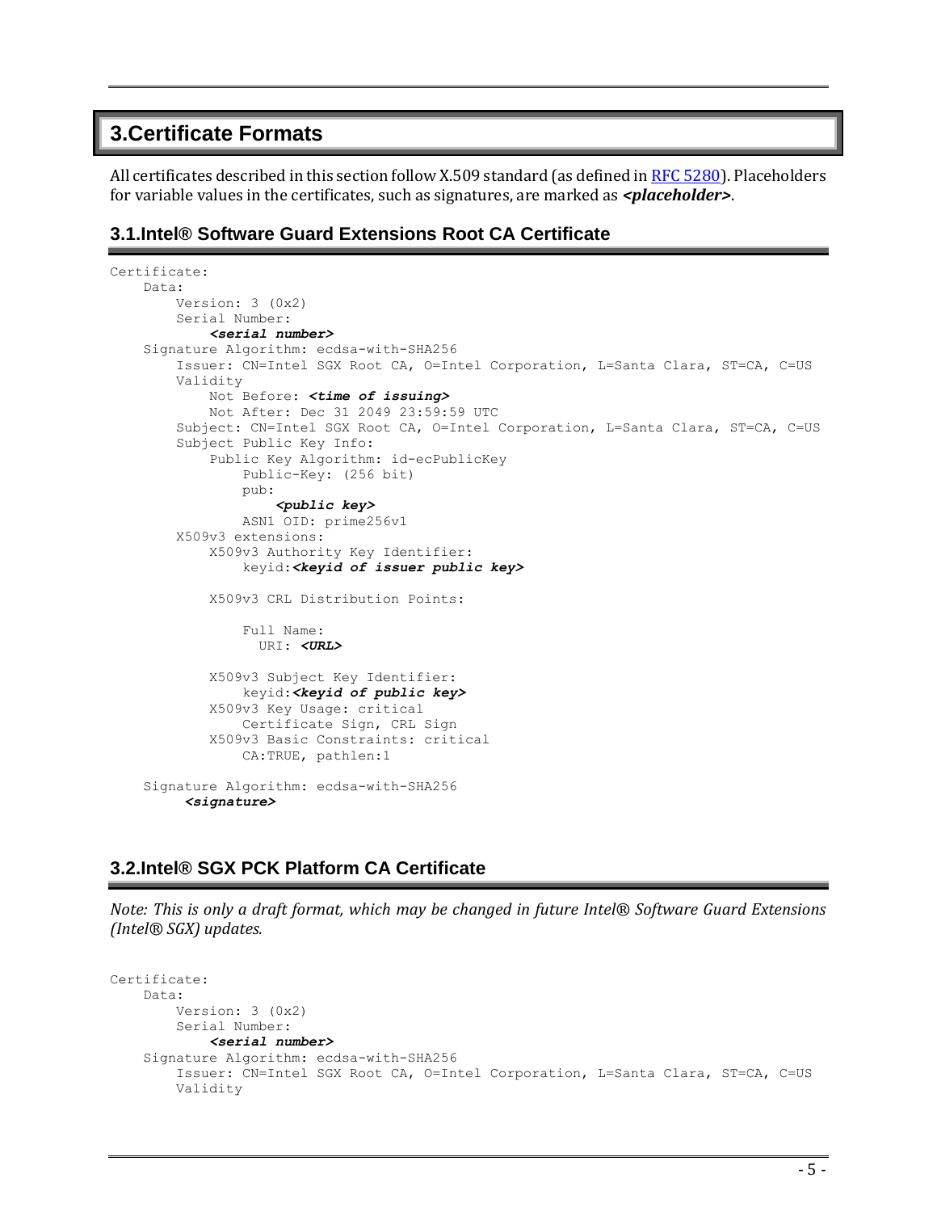# 3.Certificate Formats

All certificates described in this section follow X.509 standard (as defined in [RFC 5280](https://tools.ietf.org/html/rfc5280)). Placeholders for variable values in the certificates, such as signatures, are marked as ***<placeholder>***.

## 3.1.Intel® Software Guard Extensions Root CA Certificate

```
Certificate:
    Data:
        Version: 3 (0x2)
        Serial Number:
            <serial number>
    Signature Algorithm: ecdsa-with-SHA256
        Issuer: CN=Intel SGX Root CA, O=Intel Corporation, L=Santa Clara, ST=CA, C=US
        Validity
            Not Before: <time of issuing>
            Not After: Dec 31 2049 23:59:59 UTC
        Subject: CN=Intel SGX Root CA, O=Intel Corporation, L=Santa Clara, ST=CA, C=US
        Subject Public Key Info:
            Public Key Algorithm: id-ecPublicKey
                Public-Key: (256 bit)
                pub:
                    <public key>
                ASN1 OID: prime256v1
        X509v3 extensions:
            X509v3 Authority Key Identifier:
                keyid:<keyid of issuer public key>

            X509v3 CRL Distribution Points:

                Full Name:
                  URI: <URL>

            X509v3 Subject Key Identifier:
                keyid:<keyid of public key>
            X509v3 Key Usage: critical
                Certificate Sign, CRL Sign
            X509v3 Basic Constraints: critical
                CA:TRUE, pathlen:1

    Signature Algorithm: ecdsa-with-SHA256
         <signature>
```

## 3.2.Intel® SGX PCK Platform CA Certificate

*Note: This is only a draft format, which may be changed in future Intel® Software Guard Extensions (Intel® SGX) updates.*

```
Certificate:
    Data:
        Version: 3 (0x2)
        Serial Number:
            <serial number>
    Signature Algorithm: ecdsa-with-SHA256
        Issuer: CN=Intel SGX Root CA, O=Intel Corporation, L=Santa Clara, ST=CA, C=US
        Validity
```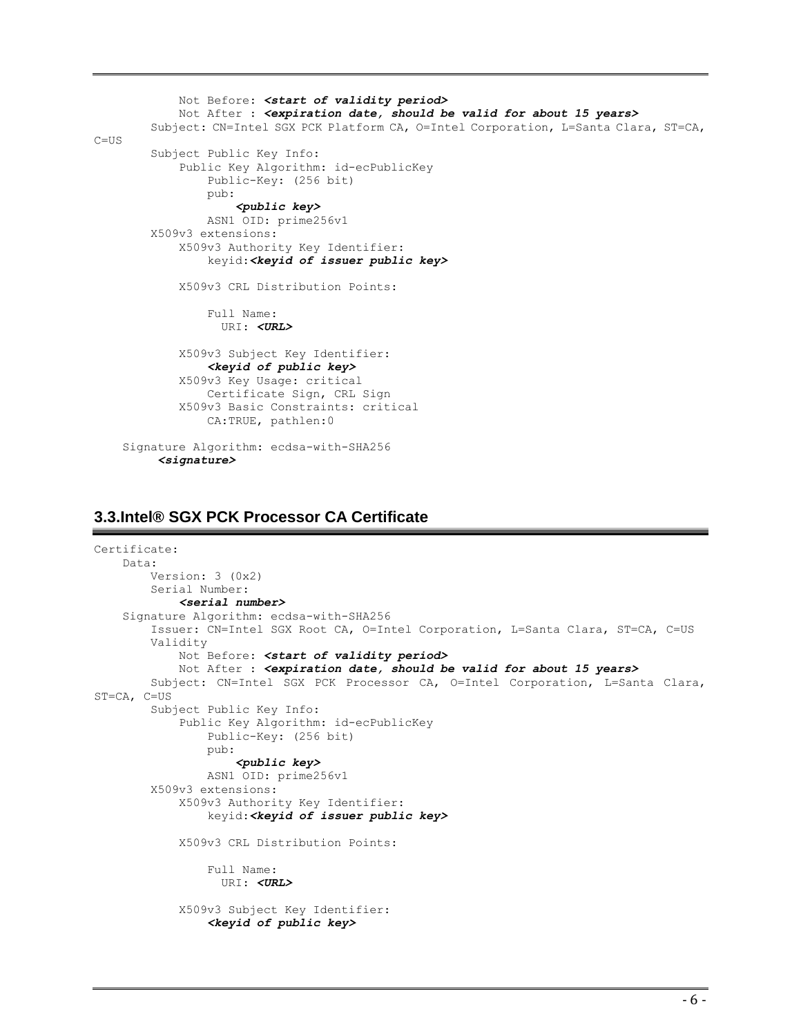```
            Not Before: <start of validity period>
            Not After : <expiration date, should be valid for about 15 years>
        Subject: CN=Intel SGX PCK Platform CA, O=Intel Corporation, L=Santa Clara, ST=CA,
C=US
        Subject Public Key Info:
            Public Key Algorithm: id-ecPublicKey
                Public-Key: (256 bit)
                pub:
                    <public key>
                ASN1 OID: prime256v1
        X509v3 extensions:
            X509v3 Authority Key Identifier:
                keyid:<keyid of issuer public key>

            X509v3 CRL Distribution Points:

                Full Name:
                  URI: <URL>

            X509v3 Subject Key Identifier:
                <keyid of public key>
            X509v3 Key Usage: critical
                Certificate Sign, CRL Sign
            X509v3 Basic Constraints: critical
                CA:TRUE, pathlen:0

    Signature Algorithm: ecdsa-with-SHA256
         <signature>
```

## 3.3.Intel® SGX PCK Processor CA Certificate

```
Certificate:
    Data:
        Version: 3 (0x2)
        Serial Number:
            <serial number>
    Signature Algorithm: ecdsa-with-SHA256
        Issuer: CN=Intel SGX Root CA, O=Intel Corporation, L=Santa Clara, ST=CA, C=US
        Validity
            Not Before: <start of validity period>
            Not After : <expiration date, should be valid for about 15 years>
        Subject: CN=Intel SGX PCK Processor CA, O=Intel Corporation, L=Santa Clara,
ST=CA, C=US
        Subject Public Key Info:
            Public Key Algorithm: id-ecPublicKey
                Public-Key: (256 bit)
                pub:
                    <public key>
                ASN1 OID: prime256v1
        X509v3 extensions:
            X509v3 Authority Key Identifier:
                keyid:<keyid of issuer public key>

            X509v3 CRL Distribution Points:

                Full Name:
                  URI: <URL>

            X509v3 Subject Key Identifier:
                <keyid of public key>
```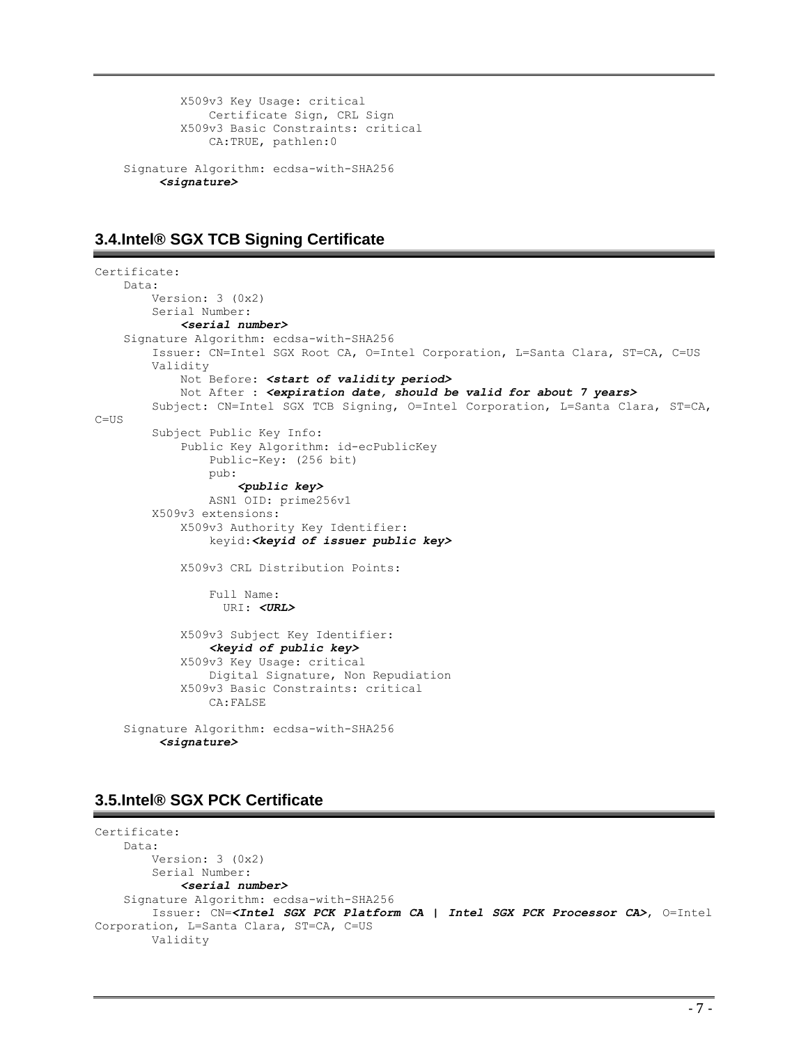```
            X509v3 Key Usage: critical
                Certificate Sign, CRL Sign
            X509v3 Basic Constraints: critical
                CA:TRUE, pathlen:0

    Signature Algorithm: ecdsa-with-SHA256
         <signature>
```

## 3.4.Intel® SGX TCB Signing Certificate

```
Certificate:
    Data:
        Version: 3 (0x2)
        Serial Number:
            <serial number>
    Signature Algorithm: ecdsa-with-SHA256
        Issuer: CN=Intel SGX Root CA, O=Intel Corporation, L=Santa Clara, ST=CA, C=US
        Validity
            Not Before: <start of validity period>
            Not After : <expiration date, should be valid for about 7 years>
        Subject: CN=Intel SGX TCB Signing, O=Intel Corporation, L=Santa Clara, ST=CA,
C=US
        Subject Public Key Info:
            Public Key Algorithm: id-ecPublicKey
                Public-Key: (256 bit)
                pub:
                    <public key>
                ASN1 OID: prime256v1
        X509v3 extensions:
            X509v3 Authority Key Identifier:
                keyid:<keyid of issuer public key>

            X509v3 CRL Distribution Points:

                Full Name:
                  URI: <URL>

            X509v3 Subject Key Identifier:
                <keyid of public key>
            X509v3 Key Usage: critical
                Digital Signature, Non Repudiation
            X509v3 Basic Constraints: critical
                CA:FALSE

    Signature Algorithm: ecdsa-with-SHA256
         <signature>
```

## 3.5.Intel® SGX PCK Certificate

```
Certificate:
    Data:
        Version: 3 (0x2)
        Serial Number:
            <serial number>
    Signature Algorithm: ecdsa-with-SHA256
        Issuer: CN=<Intel SGX PCK Platform CA | Intel SGX PCK Processor CA>, O=Intel
Corporation, L=Santa Clara, ST=CA, C=US
        Validity
```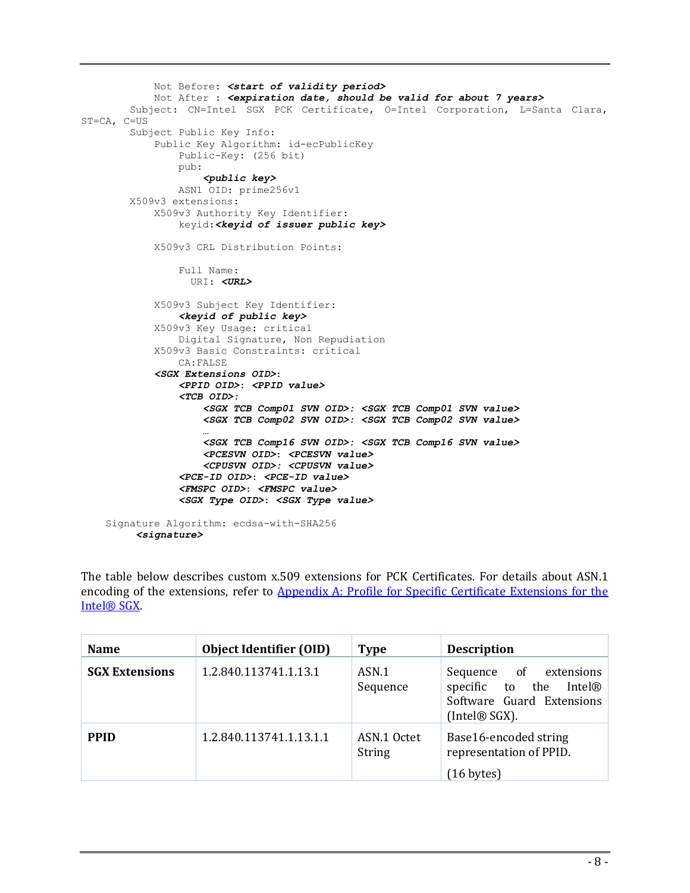```
            Not Before: <start of validity period>
            Not After : <expiration date, should be valid for about 7 years>
        Subject: CN=Intel SGX PCK Certificate, O=Intel Corporation, L=Santa Clara,
ST=CA, C=US
        Subject Public Key Info:
            Public Key Algorithm: id-ecPublicKey
                Public-Key: (256 bit)
                pub:
                    <public key>
                ASN1 OID: prime256v1
        X509v3 extensions:
            X509v3 Authority Key Identifier:
                keyid:<keyid of issuer public key>

            X509v3 CRL Distribution Points:

                Full Name:
                  URI: <URL>

            X509v3 Subject Key Identifier:
                <keyid of public key>
            X509v3 Key Usage: critical
                Digital Signature, Non Repudiation
            X509v3 Basic Constraints: critical
                CA:FALSE
            <SGX Extensions OID>:
                <PPID OID>: <PPID value>
                <TCB OID>:
                    <SGX TCB Comp01 SVN OID>: <SGX TCB Comp01 SVN value>
                    <SGX TCB Comp02 SVN OID>: <SGX TCB Comp02 SVN value>
                    …
                    <SGX TCB Comp16 SVN OID>: <SGX TCB Comp16 SVN value>
                    <PCESVN OID>: <PCESVN value>
                    <CPUSVN OID>: <CPUSVN value>
                <PCE-ID OID>: <PCE-ID value>
                <FMSPC OID>: <FMSPC value>
                <SGX Type OID>: <SGX Type value>

    Signature Algorithm: ecdsa-with-SHA256
         <signature>
```

The table below describes custom x.509 extensions for PCK Certificates. For details about ASN.1 encoding of the extensions, refer to Appendix A: Profile for Specific Certificate Extensions for the Intel® SGX.

| Name | Object Identifier (OID) | Type | Description |
|---|---|---|---|
| **SGX Extensions** | 1.2.840.113741.1.13.1 | ASN.1 Sequence | Sequence of extensions specific to the Intel® Software Guard Extensions (Intel® SGX). |
| **PPID** | 1.2.840.113741.1.13.1.1 | ASN.1 Octet String | Base16-encoded string representation of PPID.<br><br>(16 bytes) |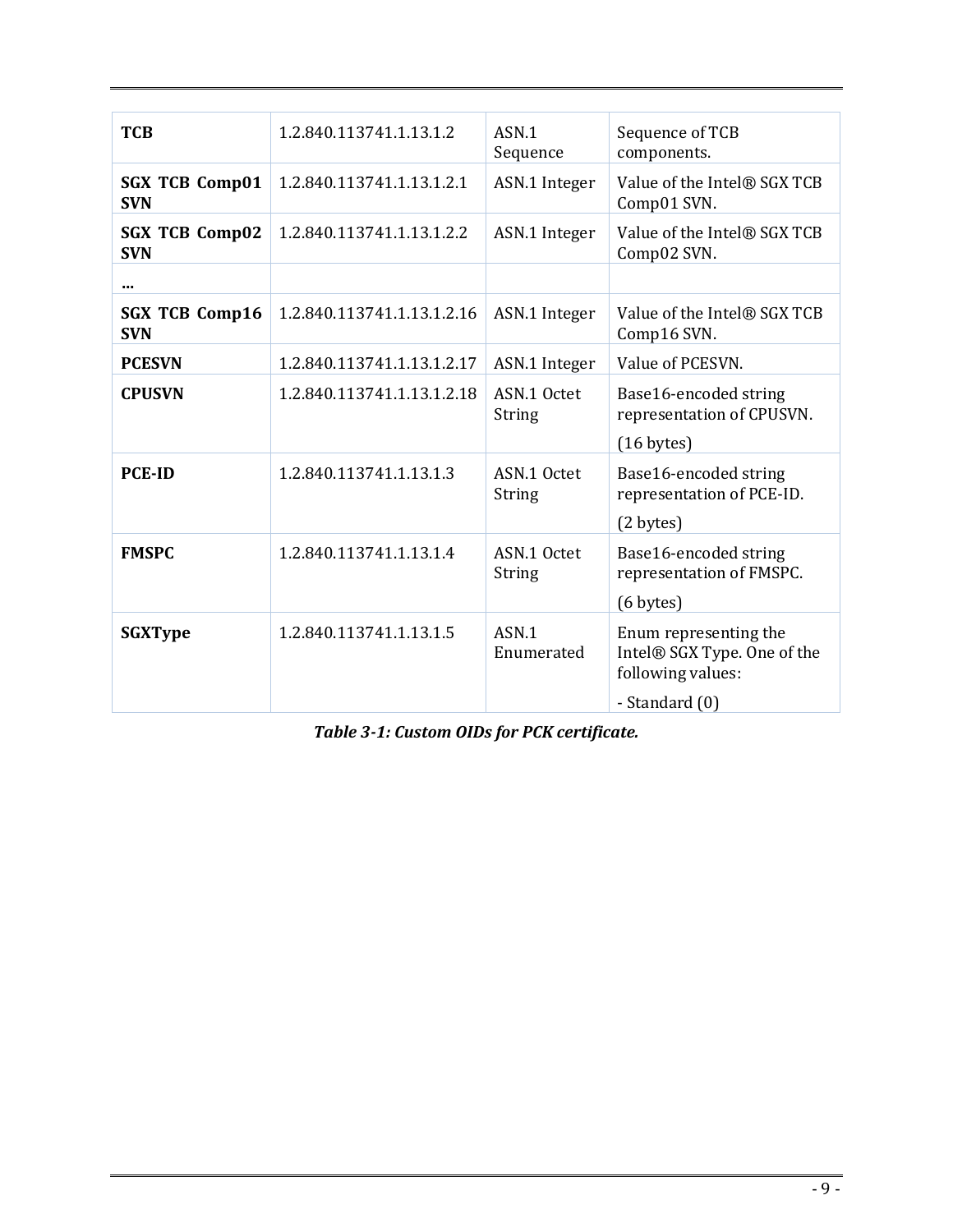| | | | |
|---|---|---|---|
| **TCB** | 1.2.840.113741.1.13.1.2 | ASN.1 Sequence | Sequence of TCB components. |
| **SGX TCB Comp01 SVN** | 1.2.840.113741.1.13.1.2.1 | ASN.1 Integer | Value of the Intel® SGX TCB Comp01 SVN. |
| **SGX TCB Comp02 SVN** | 1.2.840.113741.1.13.1.2.2 | ASN.1 Integer | Value of the Intel® SGX TCB Comp02 SVN. |
| **…** | | | |
| **SGX TCB Comp16 SVN** | 1.2.840.113741.1.13.1.2.16 | ASN.1 Integer | Value of the Intel® SGX TCB Comp16 SVN. |
| **PCESVN** | 1.2.840.113741.1.13.1.2.17 | ASN.1 Integer | Value of PCESVN. |
| **CPUSVN** | 1.2.840.113741.1.13.1.2.18 | ASN.1 Octet String | Base16-encoded string representation of CPUSVN.<br>(16 bytes) |
| **PCE-ID** | 1.2.840.113741.1.13.1.3 | ASN.1 Octet String | Base16-encoded string representation of PCE-ID.<br>(2 bytes) |
| **FMSPC** | 1.2.840.113741.1.13.1.4 | ASN.1 Octet String | Base16-encoded string representation of FMSPC.<br>(6 bytes) |
| **SGXType** | 1.2.840.113741.1.13.1.5 | ASN.1 Enumerated | Enum representing the Intel® SGX Type. One of the following values:<br>- Standard (0) |

***Table 3-1: Custom OIDs for PCK certificate.***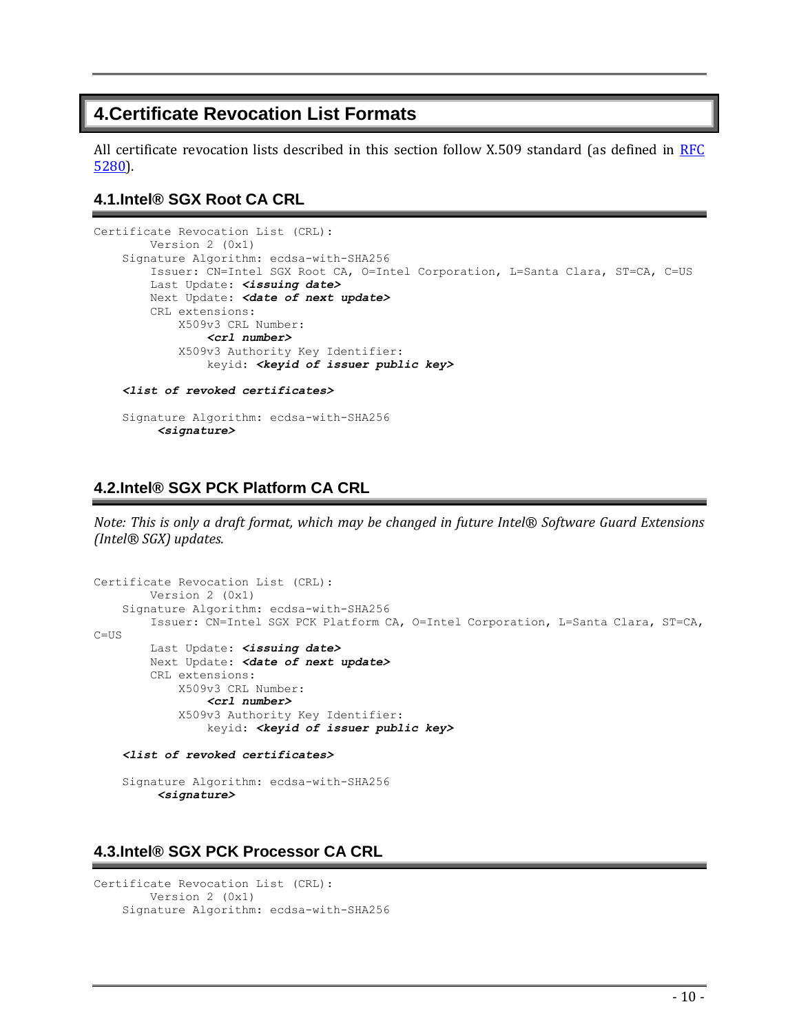# 4. Certificate Revocation List Formats

All certificate revocation lists described in this section follow X.509 standard (as defined in [RFC 5280](https://tools.ietf.org/html/rfc5280)).

## 4.1. Intel® SGX Root CA CRL

```
Certificate Revocation List (CRL):
        Version 2 (0x1)
    Signature Algorithm: ecdsa-with-SHA256
        Issuer: CN=Intel SGX Root CA, O=Intel Corporation, L=Santa Clara, ST=CA, C=US
        Last Update: <issuing date>
        Next Update: <date of next update>
        CRL extensions:
            X509v3 CRL Number:
                <crl number>
            X509v3 Authority Key Identifier:
                keyid: <keyid of issuer public key>

    <list of revoked certificates>

    Signature Algorithm: ecdsa-with-SHA256
         <signature>
```

## 4.2. Intel® SGX PCK Platform CA CRL

*Note: This is only a draft format, which may be changed in future Intel® Software Guard Extensions (Intel® SGX) updates.*

```
Certificate Revocation List (CRL):
        Version 2 (0x1)
    Signature Algorithm: ecdsa-with-SHA256
        Issuer: CN=Intel SGX PCK Platform CA, O=Intel Corporation, L=Santa Clara, ST=CA,
C=US
        Last Update: <issuing date>
        Next Update: <date of next update>
        CRL extensions:
            X509v3 CRL Number:
                <crl number>
            X509v3 Authority Key Identifier:
                keyid: <keyid of issuer public key>

    <list of revoked certificates>

    Signature Algorithm: ecdsa-with-SHA256
         <signature>
```

## 4.3. Intel® SGX PCK Processor CA CRL

```
Certificate Revocation List (CRL):
        Version 2 (0x1)
    Signature Algorithm: ecdsa-with-SHA256
```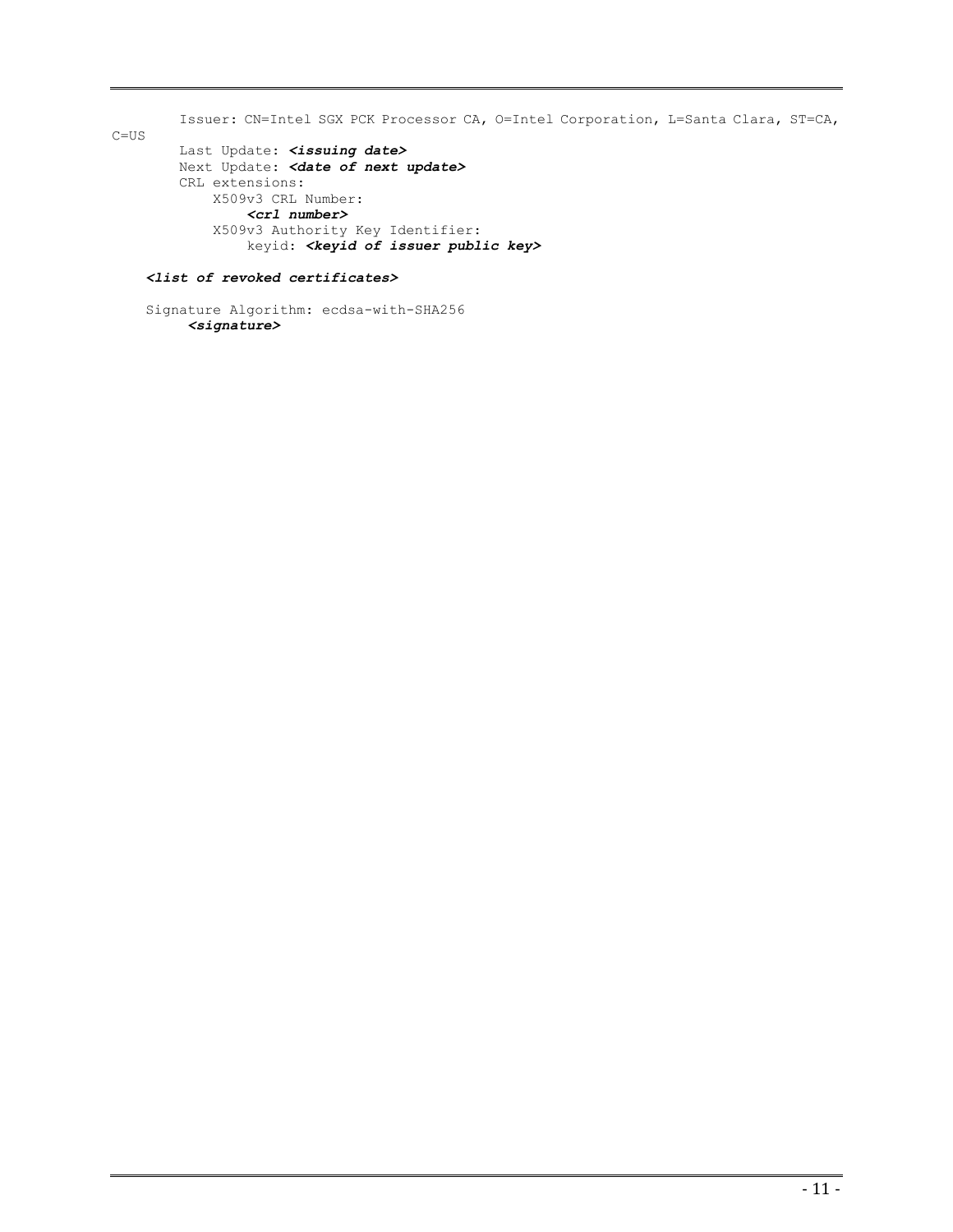```
        Issuer: CN=Intel SGX PCK Processor CA, O=Intel Corporation, L=Santa Clara, ST=CA, 
C=US
        Last Update: <issuing date>
        Next Update: <date of next update>
        CRL extensions:
            X509v3 CRL Number:
                <crl number>
            X509v3 Authority Key Identifier:
                keyid: <keyid of issuer public key>

    <list of revoked certificates>

    Signature Algorithm: ecdsa-with-SHA256
         <signature>
```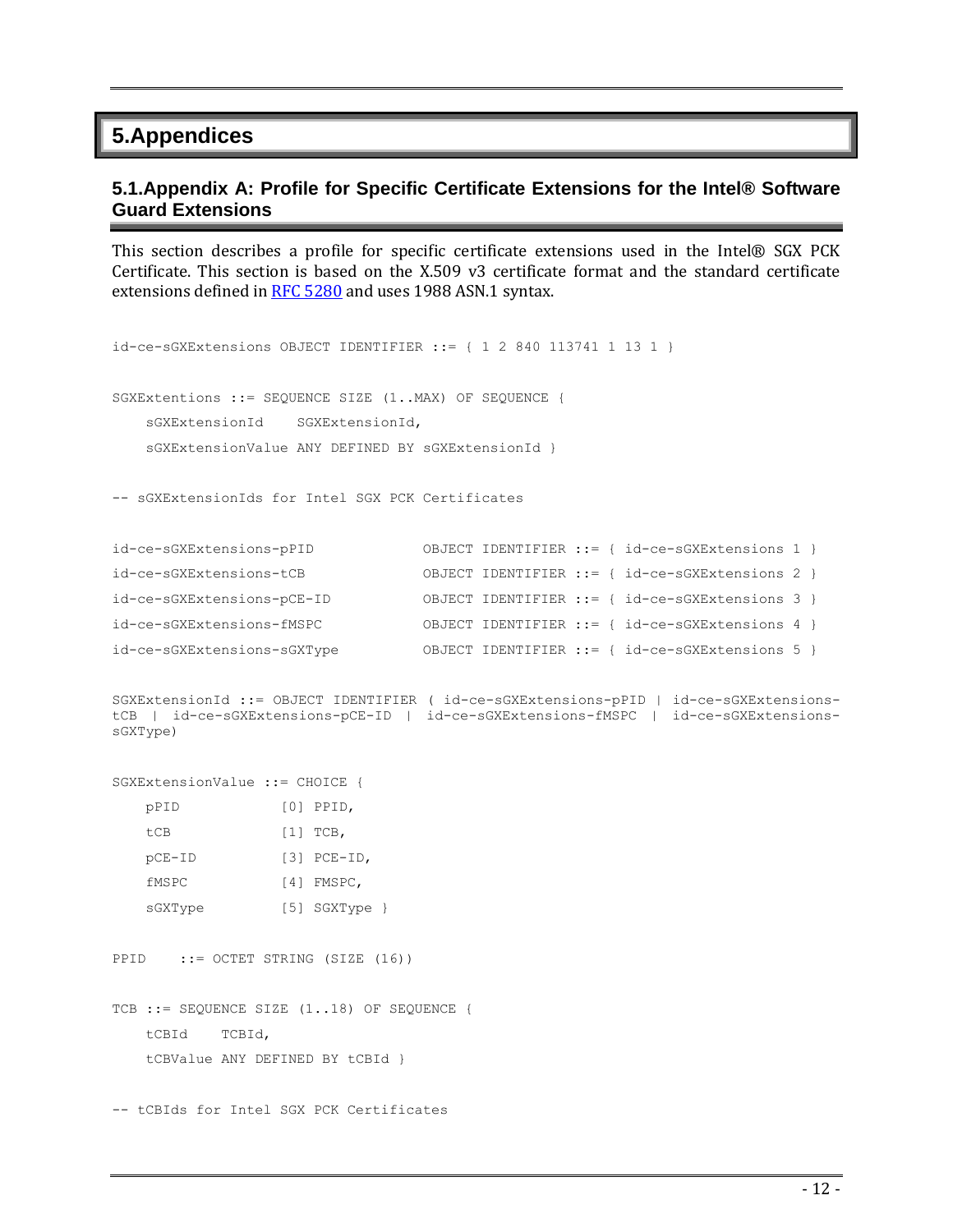# 5.Appendices

## 5.1.Appendix A: Profile for Specific Certificate Extensions for the Intel® Software Guard Extensions

This section describes a profile for specific certificate extensions used in the Intel® SGX PCK Certificate. This section is based on the X.509 v3 certificate format and the standard certificate extensions defined in RFC 5280 and uses 1988 ASN.1 syntax.

```
id-ce-sGXExtensions OBJECT IDENTIFIER ::= { 1 2 840 113741 1 13 1 }

SGXExtentions ::= SEQUENCE SIZE (1..MAX) OF SEQUENCE {
    sGXExtensionId    SGXExtensionId,
    sGXExtensionValue ANY DEFINED BY sGXExtensionId }

-- sGXExtensionIds for Intel SGX PCK Certificates

id-ce-sGXExtensions-pPID            OBJECT IDENTIFIER ::= { id-ce-sGXExtensions 1 }
id-ce-sGXExtensions-tCB             OBJECT IDENTIFIER ::= { id-ce-sGXExtensions 2 }
id-ce-sGXExtensions-pCE-ID          OBJECT IDENTIFIER ::= { id-ce-sGXExtensions 3 }
id-ce-sGXExtensions-fMSPC           OBJECT IDENTIFIER ::= { id-ce-sGXExtensions 4 }
id-ce-sGXExtensions-sGXType         OBJECT IDENTIFIER ::= { id-ce-sGXExtensions 5 }

SGXExtensionId ::= OBJECT IDENTIFIER ( id-ce-sGXExtensions-pPID | id-ce-sGXExtensions-
tCB | id-ce-sGXExtensions-pCE-ID | id-ce-sGXExtensions-fMSPC | id-ce-sGXExtensions-
sGXType)

SGXExtensionValue ::= CHOICE {
    pPID            [0] PPID,
    tCB             [1] TCB,
    pCE-ID          [3] PCE-ID,
    fMSPC           [4] FMSPC,
    sGXType         [5] SGXType }

PPID    ::= OCTET STRING (SIZE (16))

TCB ::= SEQUENCE SIZE (1..18) OF SEQUENCE {
    tCBId    TCBId,
    tCBValue ANY DEFINED BY tCBId }

-- tCBIds for Intel SGX PCK Certificates
```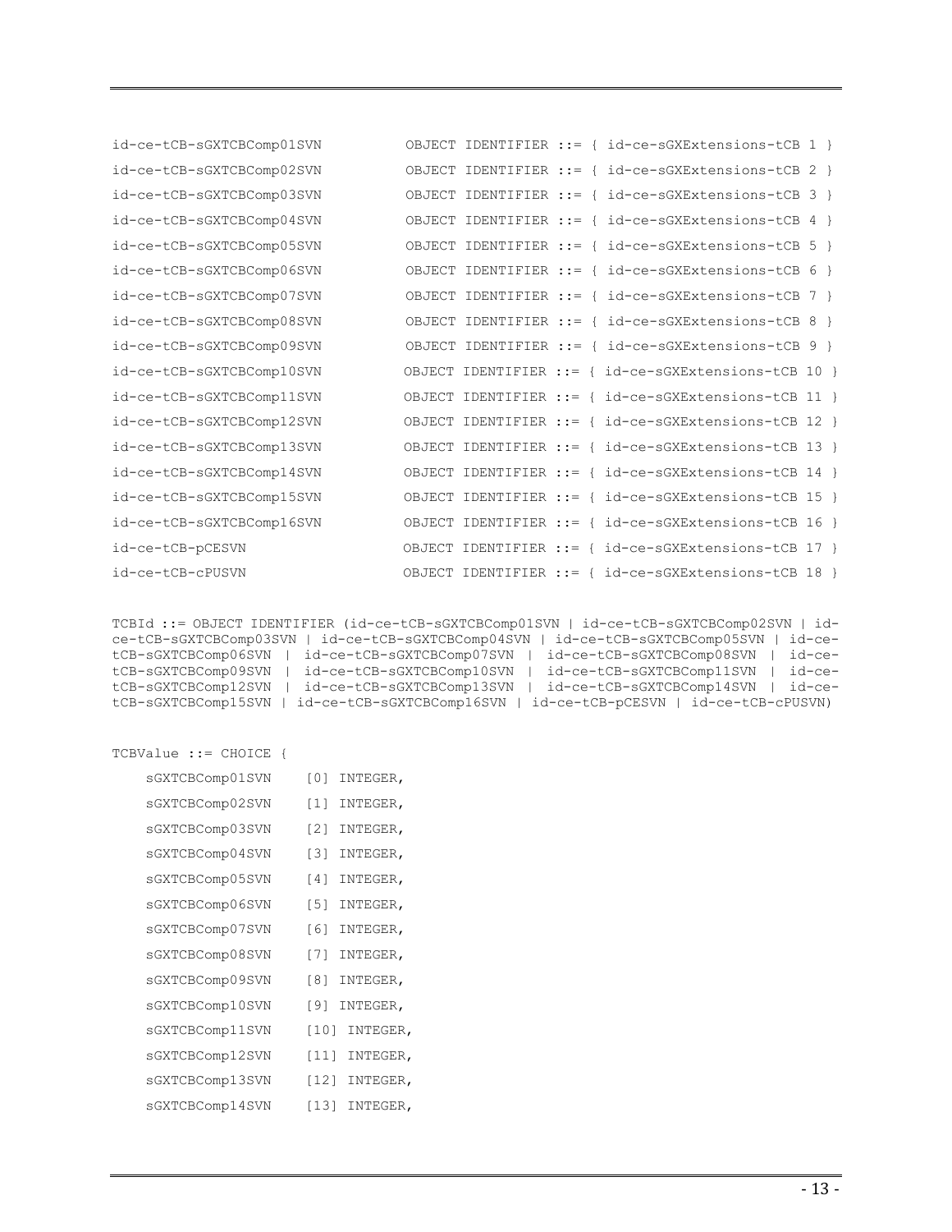```
id-ce-tCB-sGXTCBComp01SVN          OBJECT IDENTIFIER ::= { id-ce-sGXExtensions-tCB 1 }
id-ce-tCB-sGXTCBComp02SVN          OBJECT IDENTIFIER ::= { id-ce-sGXExtensions-tCB 2 }
id-ce-tCB-sGXTCBComp03SVN          OBJECT IDENTIFIER ::= { id-ce-sGXExtensions-tCB 3 }
id-ce-tCB-sGXTCBComp04SVN          OBJECT IDENTIFIER ::= { id-ce-sGXExtensions-tCB 4 }
id-ce-tCB-sGXTCBComp05SVN          OBJECT IDENTIFIER ::= { id-ce-sGXExtensions-tCB 5 }
id-ce-tCB-sGXTCBComp06SVN          OBJECT IDENTIFIER ::= { id-ce-sGXExtensions-tCB 6 }
id-ce-tCB-sGXTCBComp07SVN          OBJECT IDENTIFIER ::= { id-ce-sGXExtensions-tCB 7 }
id-ce-tCB-sGXTCBComp08SVN          OBJECT IDENTIFIER ::= { id-ce-sGXExtensions-tCB 8 }
id-ce-tCB-sGXTCBComp09SVN          OBJECT IDENTIFIER ::= { id-ce-sGXExtensions-tCB 9 }
id-ce-tCB-sGXTCBComp10SVN          OBJECT IDENTIFIER ::= { id-ce-sGXExtensions-tCB 10 }
id-ce-tCB-sGXTCBComp11SVN          OBJECT IDENTIFIER ::= { id-ce-sGXExtensions-tCB 11 }
id-ce-tCB-sGXTCBComp12SVN          OBJECT IDENTIFIER ::= { id-ce-sGXExtensions-tCB 12 }
id-ce-tCB-sGXTCBComp13SVN          OBJECT IDENTIFIER ::= { id-ce-sGXExtensions-tCB 13 }
id-ce-tCB-sGXTCBComp14SVN          OBJECT IDENTIFIER ::= { id-ce-sGXExtensions-tCB 14 }
id-ce-tCB-sGXTCBComp15SVN          OBJECT IDENTIFIER ::= { id-ce-sGXExtensions-tCB 15 }
id-ce-tCB-sGXTCBComp16SVN          OBJECT IDENTIFIER ::= { id-ce-sGXExtensions-tCB 16 }
id-ce-tCB-pCESVN                   OBJECT IDENTIFIER ::= { id-ce-sGXExtensions-tCB 17 }
id-ce-tCB-cPUSVN                   OBJECT IDENTIFIER ::= { id-ce-sGXExtensions-tCB 18 }

TCBId ::= OBJECT IDENTIFIER (id-ce-tCB-sGXTCBComp01SVN | id-ce-tCB-sGXTCBComp02SVN | id-ce-tCB-sGXTCBComp03SVN | id-ce-tCB-sGXTCBComp04SVN | id-ce-tCB-sGXTCBComp05SVN | id-ce-tCB-sGXTCBComp06SVN | id-ce-tCB-sGXTCBComp07SVN | id-ce-tCB-sGXTCBComp08SVN | id-ce-tCB-sGXTCBComp09SVN | id-ce-tCB-sGXTCBComp10SVN | id-ce-tCB-sGXTCBComp11SVN | id-ce-tCB-sGXTCBComp12SVN | id-ce-tCB-sGXTCBComp13SVN | id-ce-tCB-sGXTCBComp14SVN | id-ce-tCB-sGXTCBComp15SVN | id-ce-tCB-sGXTCBComp16SVN | id-ce-tCB-pCESVN | id-ce-tCB-cPUSVN)

TCBValue ::= CHOICE {
    sGXTCBComp01SVN    [0] INTEGER,
    sGXTCBComp02SVN    [1] INTEGER,
    sGXTCBComp03SVN    [2] INTEGER,
    sGXTCBComp04SVN    [3] INTEGER,
    sGXTCBComp05SVN    [4] INTEGER,
    sGXTCBComp06SVN    [5] INTEGER,
    sGXTCBComp07SVN    [6] INTEGER,
    sGXTCBComp08SVN    [7] INTEGER,
    sGXTCBComp09SVN    [8] INTEGER,
    sGXTCBComp10SVN    [9] INTEGER,
    sGXTCBComp11SVN    [10] INTEGER,
    sGXTCBComp12SVN    [11] INTEGER,
    sGXTCBComp13SVN    [12] INTEGER,
    sGXTCBComp14SVN    [13] INTEGER,
```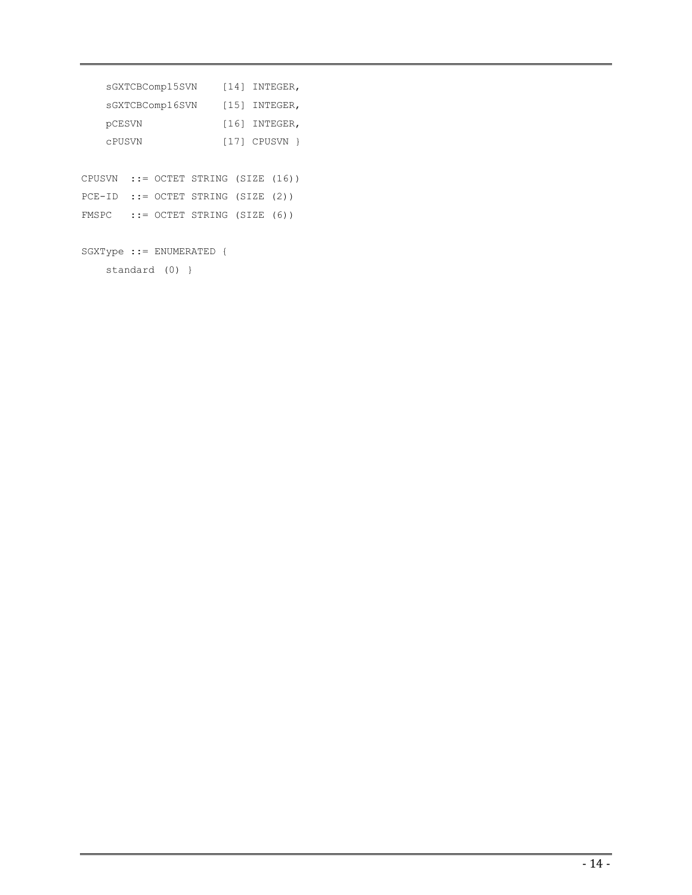```
    sGXTCBComp15SVN     [14] INTEGER,
    sGXTCBComp16SVN     [15] INTEGER,
    pCESVN              [16] INTEGER,
    cPUSVN              [17] CPUSVN }

CPUSVN  ::= OCTET STRING (SIZE (16))
PCE-ID  ::= OCTET STRING (SIZE (2))
FMSPC   ::= OCTET STRING (SIZE (6))

SGXType ::= ENUMERATED {
    standard  (0) }
```